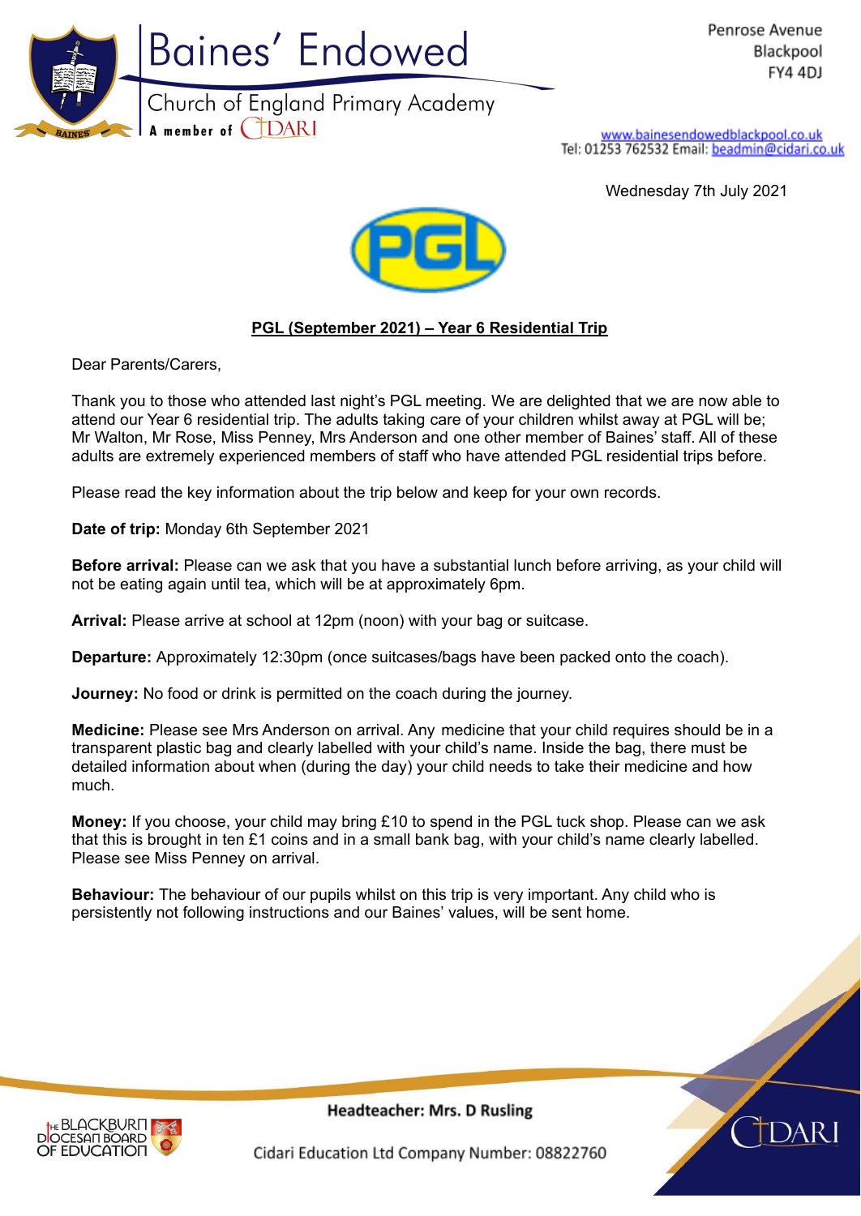Baines' Endowed
Church of England Primary Academy
A member of CIDARI

Penrose Avenue
Blackpool
FY4 4DJ

www.bainesendowedblackpool.co.uk
Tel: 01253 762532 Email: beadmin@cidari.co.uk

Wednesday 7th July 2021

## PGL (September 2021) – Year 6 Residential Trip

Dear Parents/Carers,

Thank you to those who attended last night's PGL meeting. We are delighted that we are now able to attend our Year 6 residential trip. The adults taking care of your children whilst away at PGL will be; Mr Walton, Mr Rose, Miss Penney, Mrs Anderson and one other member of Baines' staff. All of these adults are extremely experienced members of staff who have attended PGL residential trips before.

Please read the key information about the trip below and keep for your own records.

**Date of trip:** Monday 6th September 2021

**Before arrival:** Please can we ask that you have a substantial lunch before arriving, as your child will not be eating again until tea, which will be at approximately 6pm.

**Arrival:** Please arrive at school at 12pm (noon) with your bag or suitcase.

**Departure:** Approximately 12:30pm (once suitcases/bags have been packed onto the coach).

**Journey:** No food or drink is permitted on the coach during the journey.

**Medicine:** Please see Mrs Anderson on arrival. Any medicine that your child requires should be in a transparent plastic bag and clearly labelled with your child's name. Inside the bag, there must be detailed information about when (during the day) your child needs to take their medicine and how much.

**Money:** If you choose, your child may bring £10 to spend in the PGL tuck shop. Please can we ask that this is brought in ten £1 coins and in a small bank bag, with your child's name clearly labelled. Please see Miss Penney on arrival.

**Behaviour:** The behaviour of our pupils whilst on this trip is very important. Any child who is persistently not following instructions and our Baines' values, will be sent home.

Headteacher: Mrs. D Rusling

Cidari Education Ltd Company Number: 08822760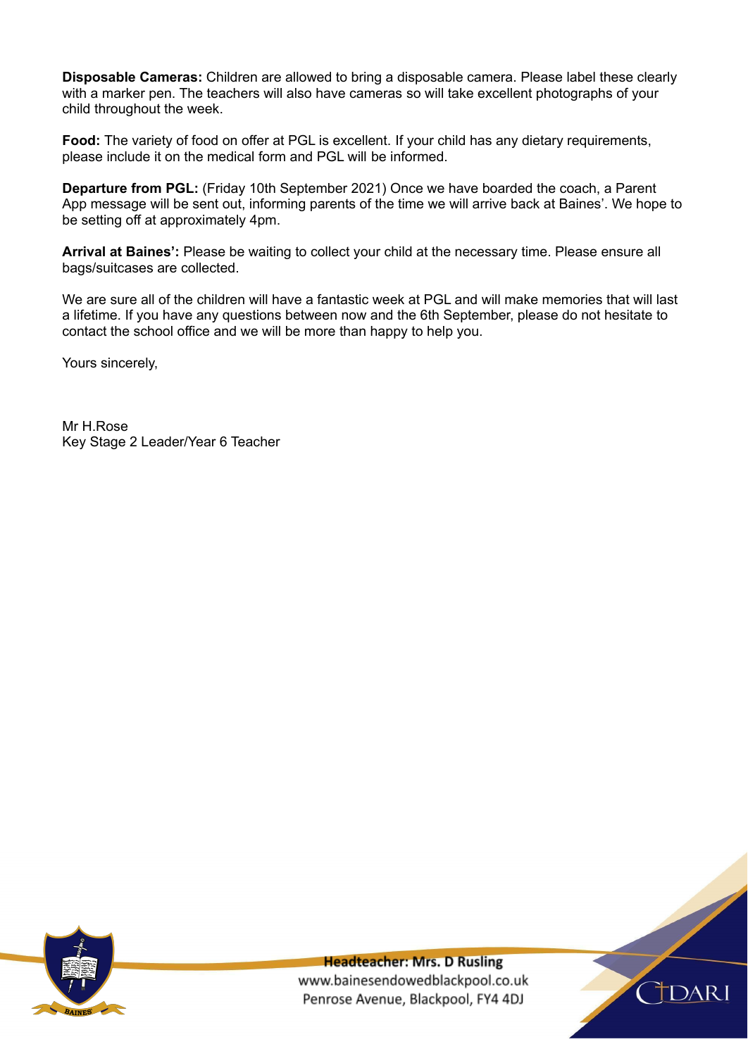**Disposable Cameras:** Children are allowed to bring a disposable camera. Please label these clearly with a marker pen. The teachers will also have cameras so will take excellent photographs of your child throughout the week.

**Food:** The variety of food on offer at PGL is excellent. If your child has any dietary requirements, please include it on the medical form and PGL will be informed.

**Departure from PGL:** (Friday 10th September 2021) Once we have boarded the coach, a Parent App message will be sent out, informing parents of the time we will arrive back at Baines'. We hope to be setting off at approximately 4pm.

**Arrival at Baines':** Please be waiting to collect your child at the necessary time. Please ensure all bags/suitcases are collected.

We are sure all of the children will have a fantastic week at PGL and will make memories that will last a lifetime. If you have any questions between now and the 6th September, please do not hesitate to contact the school office and we will be more than happy to help you.

Yours sincerely,

Mr H.Rose
Key Stage 2 Leader/Year 6 Teacher

**Headteacher: Mrs. D Rusling**
www.bainesendowedblackpool.co.uk
Penrose Avenue, Blackpool, FY4 4DJ